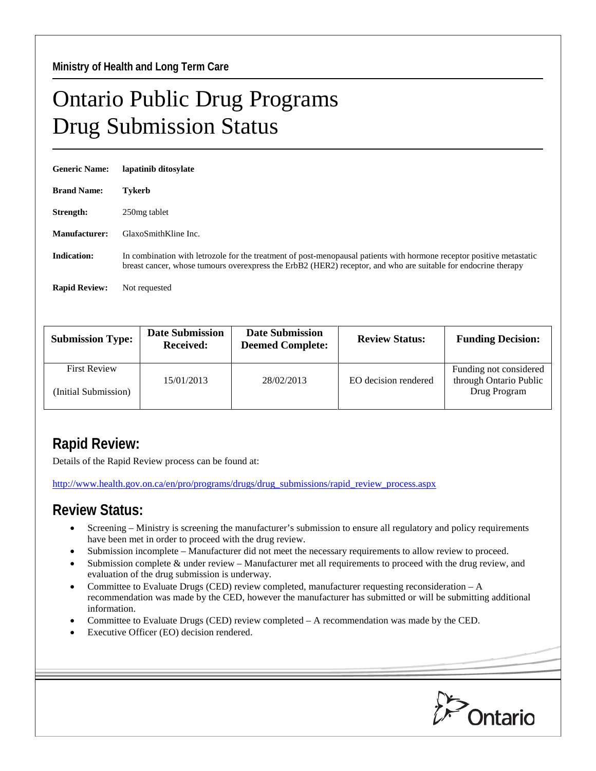Ministry of Health and Long Term Care

# Ontario Public Drug Programs
# Drug Submission Status

**Generic Name:** **lapatinib ditosylate**

**Brand Name:** **Tykerb**

**Strength:** 250mg tablet

**Manufacturer:** GlaxoSmithKline Inc.

**Indication:** In combination with letrozole for the treatment of post-menopausal patients with hormone receptor positive metastatic breast cancer, whose tumours overexpress the ErbB2 (HER2) receptor, and who are suitable for endocrine therapy

**Rapid Review:** Not requested

| Submission Type: | Date Submission Received: | Date Submission Deemed Complete: | Review Status: | Funding Decision: |
|---|---|---|---|---|
| First Review (Initial Submission) | 15/01/2013 | 28/02/2013 | EO decision rendered | Funding not considered through Ontario Public Drug Program |

## Rapid Review:

Details of the Rapid Review process can be found at:

http://www.health.gov.on.ca/en/pro/programs/drugs/drug_submissions/rapid_review_process.aspx

## Review Status:

- Screening – Ministry is screening the manufacturer's submission to ensure all regulatory and policy requirements have been met in order to proceed with the drug review.
- Submission incomplete – Manufacturer did not meet the necessary requirements to allow review to proceed.
- Submission complete & under review – Manufacturer met all requirements to proceed with the drug review, and evaluation of the drug submission is underway.
- Committee to Evaluate Drugs (CED) review completed, manufacturer requesting reconsideration – A recommendation was made by the CED, however the manufacturer has submitted or will be submitting additional information.
- Committee to Evaluate Drugs (CED) review completed – A recommendation was made by the CED.
- Executive Officer (EO) decision rendered.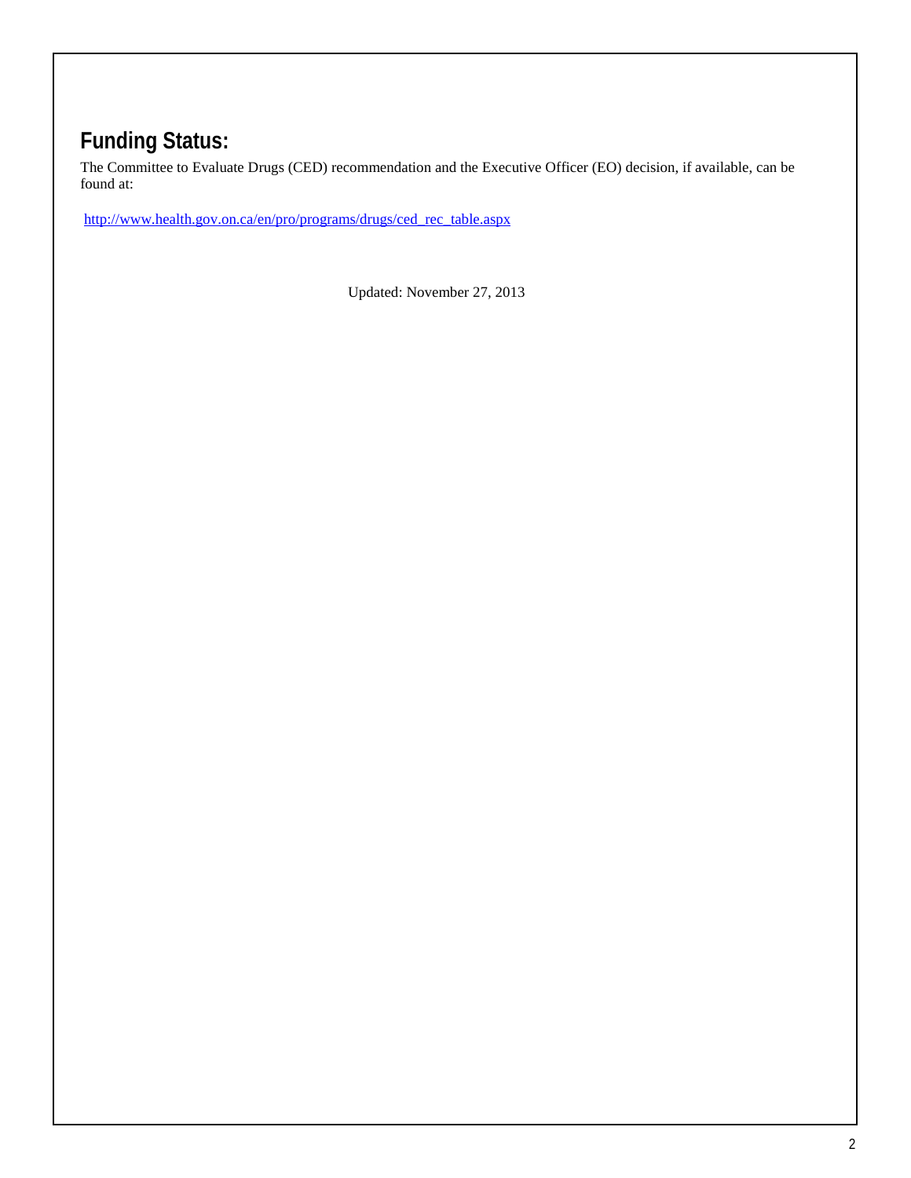## Funding Status:

The Committee to Evaluate Drugs (CED) recommendation and the Executive Officer (EO) decision, if available, can be found at:

http://www.health.gov.on.ca/en/pro/programs/drugs/ced_rec_table.aspx

Updated: November 27, 2013